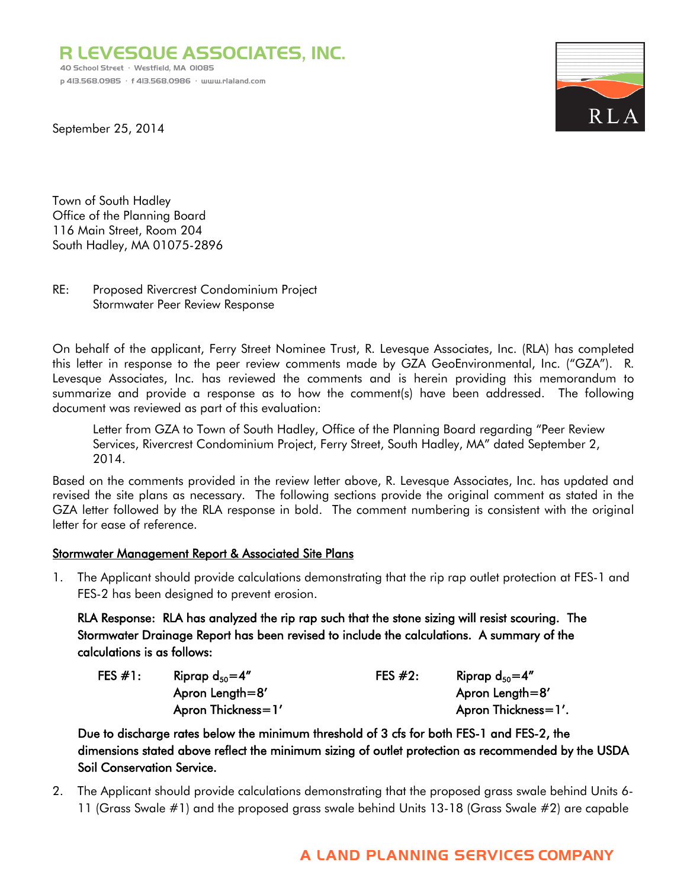**R LEVESQUE ASSOCIATES, INC.**
40 School Street · Westfield, MA 01085
p 413.568.0985 · f 413.568.0986 · www.rlaland.com

September 25, 2014

Town of South Hadley
Office of the Planning Board
116 Main Street, Room 204
South Hadley, MA 01075-2896

RE: Proposed Rivercrest Condominium Project
Stormwater Peer Review Response

On behalf of the applicant, Ferry Street Nominee Trust, R. Levesque Associates, Inc. (RLA) has completed this letter in response to the peer review comments made by GZA GeoEnvironmental, Inc. ("GZA"). R. Levesque Associates, Inc. has reviewed the comments and is herein providing this memorandum to summarize and provide a response as to how the comment(s) have been addressed. The following document was reviewed as part of this evaluation:

> Letter from GZA to Town of South Hadley, Office of the Planning Board regarding "Peer Review Services, Rivercrest Condominium Project, Ferry Street, South Hadley, MA" dated September 2, 2014.

Based on the comments provided in the review letter above, R. Levesque Associates, Inc. has updated and revised the site plans as necessary. The following sections provide the original comment as stated in the GZA letter followed by the RLA response in bold. The comment numbering is consistent with the original letter for ease of reference.

## Stormwater Management Report & Associated Site Plans

1. The Applicant should provide calculations demonstrating that the rip rap outlet protection at FES-1 and FES-2 has been designed to prevent erosion.

   **RLA Response: RLA has analyzed the rip rap such that the stone sizing will resist scouring. The Stormwater Drainage Report has been revised to include the calculations. A summary of the calculations is as follows:**

   | | | | |
   |---|---|---|---|
   | **FES #1:** | **Riprap $d_{50}$=4"** | **FES #2:** | **Riprap $d_{50}$=4"** |
   | | **Apron Length=8'** | | **Apron Length=8'** |
   | | **Apron Thickness=1'** | | **Apron Thickness=1'.** |

   **Due to discharge rates below the minimum threshold of 3 cfs for both FES-1 and FES-2, the dimensions stated above reflect the minimum sizing of outlet protection as recommended by the USDA Soil Conservation Service.**

2. The Applicant should provide calculations demonstrating that the proposed grass swale behind Units 6-11 (Grass Swale #1) and the proposed grass swale behind Units 13-18 (Grass Swale #2) are capable

A LAND PLANNING SERVICES COMPANY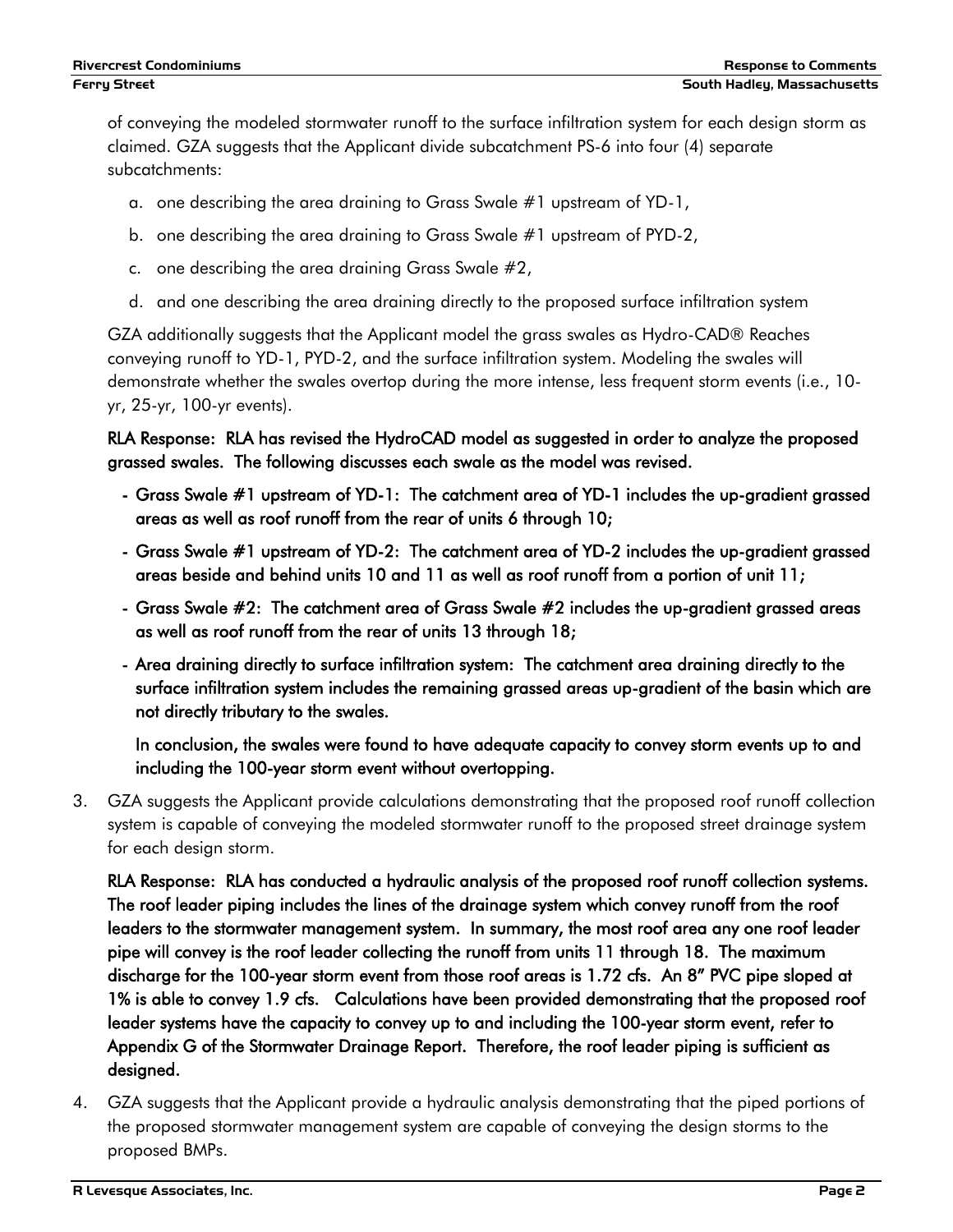of conveying the modeled stormwater runoff to the surface infiltration system for each design storm as claimed. GZA suggests that the Applicant divide subcatchment PS-6 into four (4) separate subcatchments:

a. one describing the area draining to Grass Swale #1 upstream of YD-1,

b. one describing the area draining to Grass Swale #1 upstream of PYD-2,

c. one describing the area draining Grass Swale #2,

d. and one describing the area draining directly to the proposed surface infiltration system

GZA additionally suggests that the Applicant model the grass swales as Hydro-CAD® Reaches conveying runoff to YD-1, PYD-2, and the surface infiltration system. Modeling the swales will demonstrate whether the swales overtop during the more intense, less frequent storm events (i.e., 10-yr, 25-yr, 100-yr events).

**RLA Response: RLA has revised the HydroCAD model as suggested in order to analyze the proposed grassed swales. The following discusses each swale as the model was revised.**

- **Grass Swale #1 upstream of YD-1: The catchment area of YD-1 includes the up-gradient grassed areas as well as roof runoff from the rear of units 6 through 10;**
- **Grass Swale #1 upstream of YD-2: The catchment area of YD-2 includes the up-gradient grassed areas beside and behind units 10 and 11 as well as roof runoff from a portion of unit 11;**
- **Grass Swale #2: The catchment area of Grass Swale #2 includes the up-gradient grassed areas as well as roof runoff from the rear of units 13 through 18;**
- **Area draining directly to surface infiltration system: The catchment area draining directly to the surface infiltration system includes the remaining grassed areas up-gradient of the basin which are not directly tributary to the swales.**

**In conclusion, the swales were found to have adequate capacity to convey storm events up to and including the 100-year storm event without overtopping.**

3. GZA suggests the Applicant provide calculations demonstrating that the proposed roof runoff collection system is capable of conveying the modeled stormwater runoff to the proposed street drainage system for each design storm.

   **RLA Response: RLA has conducted a hydraulic analysis of the proposed roof runoff collection systems. The roof leader piping includes the lines of the drainage system which convey runoff from the roof leaders to the stormwater management system. In summary, the most roof area any one roof leader pipe will convey is the roof leader collecting the runoff from units 11 through 18. The maximum discharge for the 100-year storm event from those roof areas is 1.72 cfs. An 8" PVC pipe sloped at 1% is able to convey 1.9 cfs. Calculations have been provided demonstrating that the proposed roof leader systems have the capacity to convey up to and including the 100-year storm event, refer to Appendix G of the Stormwater Drainage Report. Therefore, the roof leader piping is sufficient as designed.**

4. GZA suggests that the Applicant provide a hydraulic analysis demonstrating that the piped portions of the proposed stormwater management system are capable of conveying the design storms to the proposed BMPs.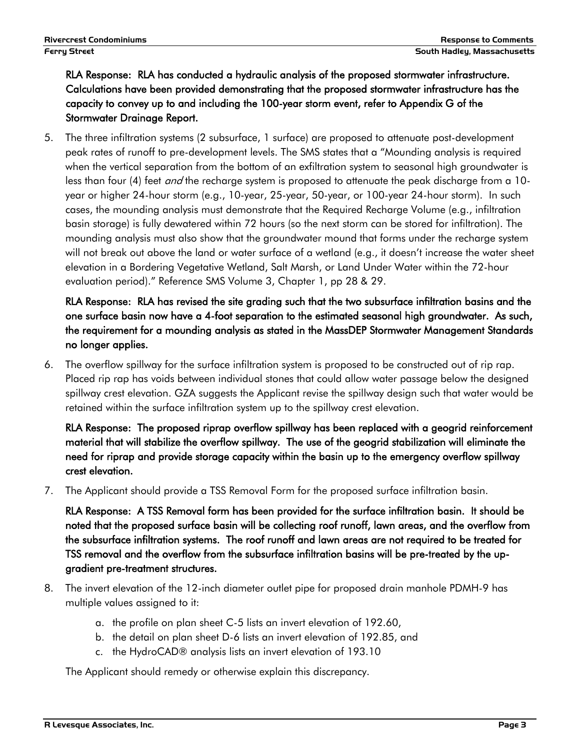**RLA Response: RLA has conducted a hydraulic analysis of the proposed stormwater infrastructure. Calculations have been provided demonstrating that the proposed stormwater infrastructure has the capacity to convey up to and including the 100-year storm event, refer to Appendix G of the Stormwater Drainage Report.**

5. The three infiltration systems (2 subsurface, 1 surface) are proposed to attenuate post-development peak rates of runoff to pre-development levels. The SMS states that a "Mounding analysis is required when the vertical separation from the bottom of an exfiltration system to seasonal high groundwater is less than four (4) feet *and* the recharge system is proposed to attenuate the peak discharge from a 10-year or higher 24-hour storm (e.g., 10-year, 25-year, 50-year, or 100-year 24-hour storm). In such cases, the mounding analysis must demonstrate that the Required Recharge Volume (e.g., infiltration basin storage) is fully dewatered within 72 hours (so the next storm can be stored for infiltration). The mounding analysis must also show that the groundwater mound that forms under the recharge system will not break out above the land or water surface of a wetland (e.g., it doesn't increase the water sheet elevation in a Bordering Vegetative Wetland, Salt Marsh, or Land Under Water within the 72-hour evaluation period)." Reference SMS Volume 3, Chapter 1, pp 28 & 29.

   **RLA Response: RLA has revised the site grading such that the two subsurface infiltration basins and the one surface basin now have a 4-foot separation to the estimated seasonal high groundwater. As such, the requirement for a mounding analysis as stated in the MassDEP Stormwater Management Standards no longer applies.**

6. The overflow spillway for the surface infiltration system is proposed to be constructed out of rip rap. Placed rip rap has voids between individual stones that could allow water passage below the designed spillway crest elevation. GZA suggests the Applicant revise the spillway design such that water would be retained within the surface infiltration system up to the spillway crest elevation.

   **RLA Response: The proposed riprap overflow spillway has been replaced with a geogrid reinforcement material that will stabilize the overflow spillway. The use of the geogrid stabilization will eliminate the need for riprap and provide storage capacity within the basin up to the emergency overflow spillway crest elevation.**

7. The Applicant should provide a TSS Removal Form for the proposed surface infiltration basin.

   **RLA Response: A TSS Removal form has been provided for the surface infiltration basin. It should be noted that the proposed surface basin will be collecting roof runoff, lawn areas, and the overflow from the subsurface infiltration systems. The roof runoff and lawn areas are not required to be treated for TSS removal and the overflow from the subsurface infiltration basins will be pre-treated by the up-gradient pre-treatment structures.**

8. The invert elevation of the 12-inch diameter outlet pipe for proposed drain manhole PDMH-9 has multiple values assigned to it:

   a. the profile on plan sheet C-5 lists an invert elevation of 192.60,
   b. the detail on plan sheet D-6 lists an invert elevation of 192.85, and
   c. the HydroCAD® analysis lists an invert elevation of 193.10

   The Applicant should remedy or otherwise explain this discrepancy.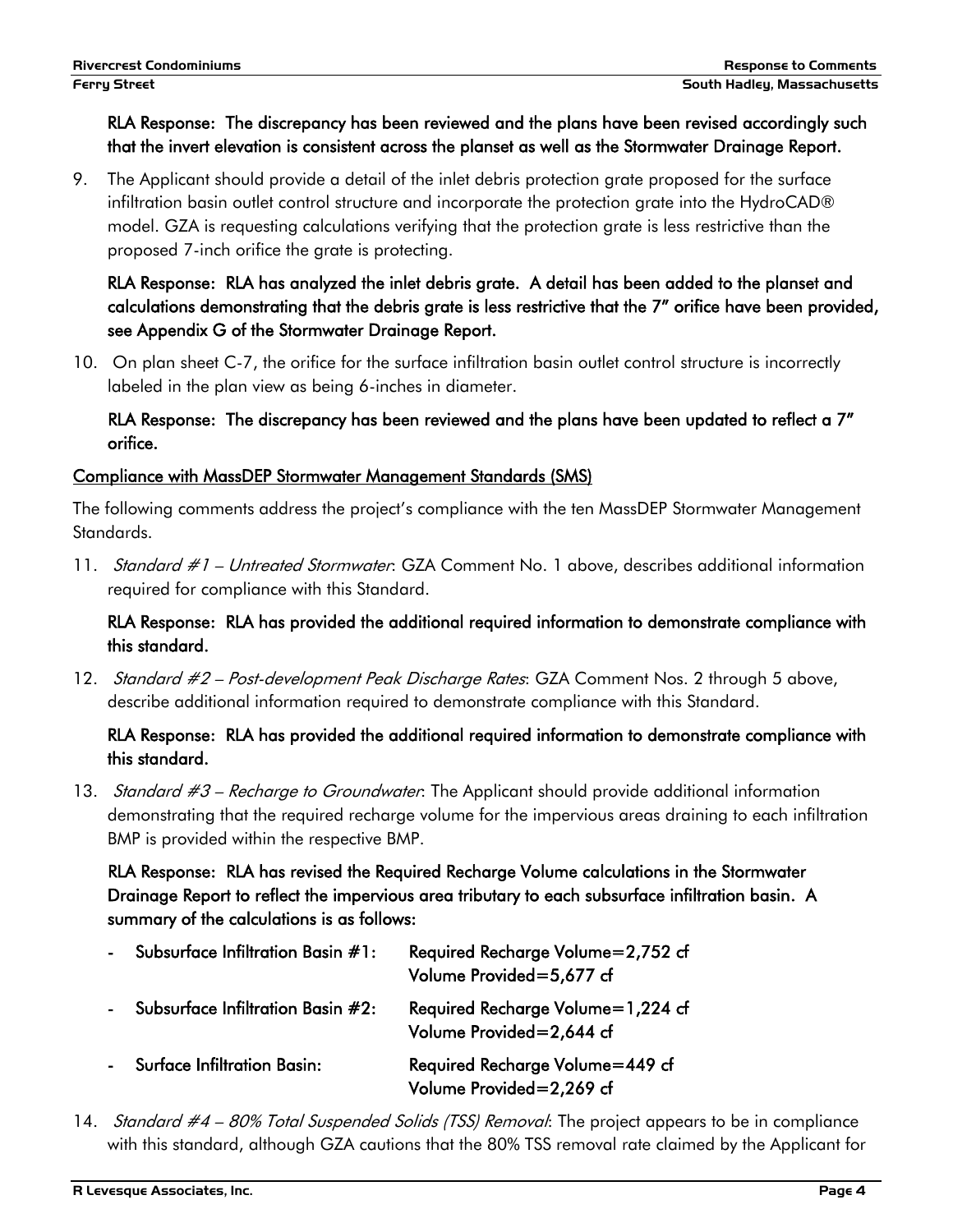**RLA Response: The discrepancy has been reviewed and the plans have been revised accordingly such that the invert elevation is consistent across the planset as well as the Stormwater Drainage Report.**

9. The Applicant should provide a detail of the inlet debris protection grate proposed for the surface infiltration basin outlet control structure and incorporate the protection grate into the HydroCAD® model. GZA is requesting calculations verifying that the protection grate is less restrictive than the proposed 7-inch orifice the grate is protecting.

   **RLA Response: RLA has analyzed the inlet debris grate. A detail has been added to the planset and calculations demonstrating that the debris grate is less restrictive that the 7" orifice have been provided, see Appendix G of the Stormwater Drainage Report.**

10. On plan sheet C-7, the orifice for the surface infiltration basin outlet control structure is incorrectly labeled in the plan view as being 6-inches in diameter.

    **RLA Response: The discrepancy has been reviewed and the plans have been updated to reflect a 7" orifice.**

## Compliance with MassDEP Stormwater Management Standards (SMS)

The following comments address the project's compliance with the ten MassDEP Stormwater Management Standards.

11. *Standard #1 – Untreated Stormwater*: GZA Comment No. 1 above, describes additional information required for compliance with this Standard.

    **RLA Response: RLA has provided the additional required information to demonstrate compliance with this standard.**

12. *Standard #2 – Post-development Peak Discharge Rates*: GZA Comment Nos. 2 through 5 above, describe additional information required to demonstrate compliance with this Standard.

    **RLA Response: RLA has provided the additional required information to demonstrate compliance with this standard.**

13. *Standard #3 – Recharge to Groundwater*: The Applicant should provide additional information demonstrating that the required recharge volume for the impervious areas draining to each infiltration BMP is provided within the respective BMP.

    **RLA Response: RLA has revised the Required Recharge Volume calculations in the Stormwater Drainage Report to reflect the impervious area tributary to each subsurface infiltration basin. A summary of the calculations is as follows:**

    - **Subsurface Infiltration Basin #1:** **Required Recharge Volume=2,752 cf; Volume Provided=5,677 cf**
    - **Subsurface Infiltration Basin #2:** **Required Recharge Volume=1,224 cf; Volume Provided=2,644 cf**
    - **Surface Infiltration Basin:** **Required Recharge Volume=449 cf; Volume Provided=2,269 cf**

14. *Standard #4 – 80% Total Suspended Solids (TSS) Removal*: The project appears to be in compliance with this standard, although GZA cautions that the 80% TSS removal rate claimed by the Applicant for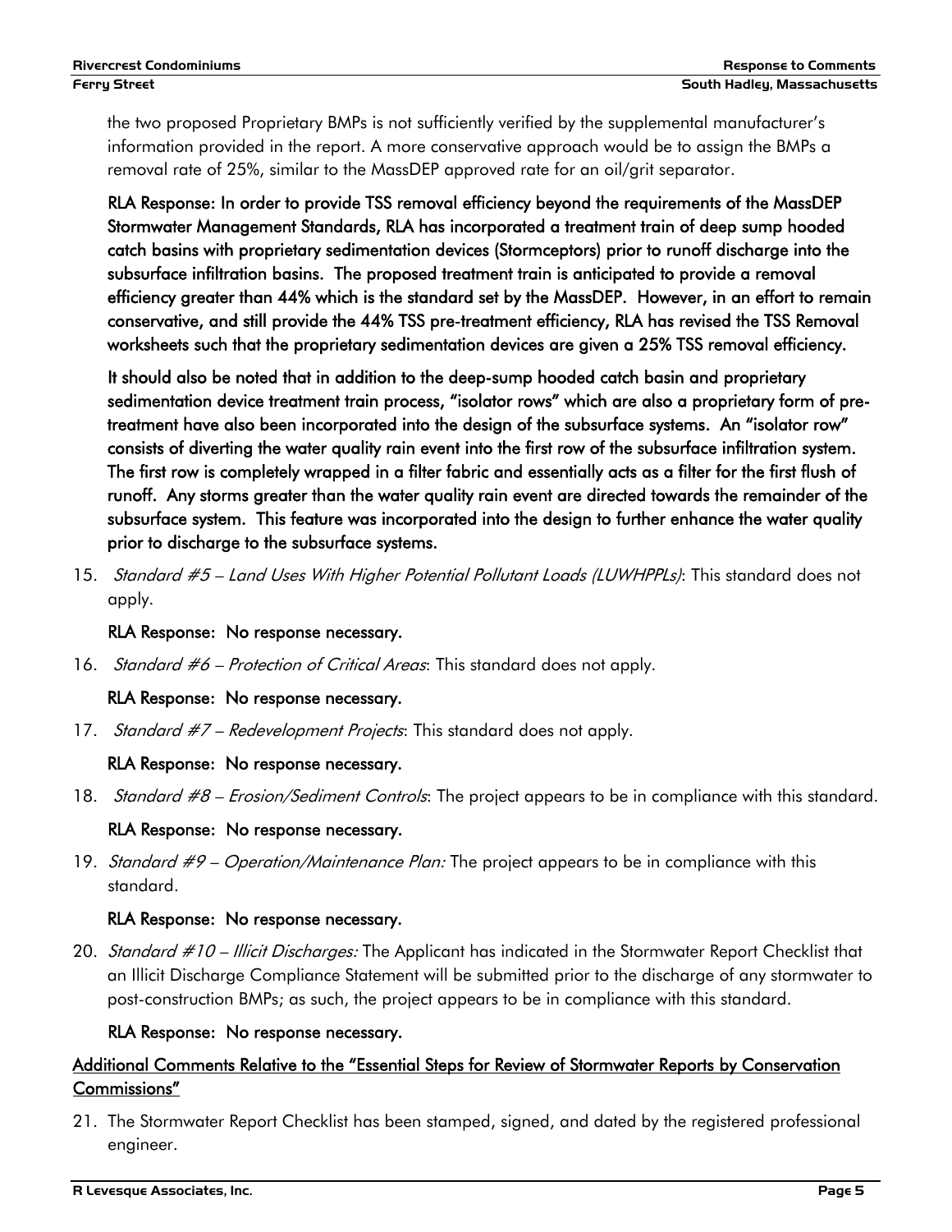the two proposed Proprietary BMPs is not sufficiently verified by the supplemental manufacturer's information provided in the report. A more conservative approach would be to assign the BMPs a removal rate of 25%, similar to the MassDEP approved rate for an oil/grit separator.

**RLA Response: In order to provide TSS removal efficiency beyond the requirements of the MassDEP Stormwater Management Standards, RLA has incorporated a treatment train of deep sump hooded catch basins with proprietary sedimentation devices (Stormceptors) prior to runoff discharge into the subsurface infiltration basins. The proposed treatment train is anticipated to provide a removal efficiency greater than 44% which is the standard set by the MassDEP. However, in an effort to remain conservative, and still provide the 44% TSS pre-treatment efficiency, RLA has revised the TSS Removal worksheets such that the proprietary sedimentation devices are given a 25% TSS removal efficiency.**

**It should also be noted that in addition to the deep-sump hooded catch basin and proprietary sedimentation device treatment train process, "isolator rows" which are also a proprietary form of pre-treatment have also been incorporated into the design of the subsurface systems. An "isolator row" consists of diverting the water quality rain event into the first row of the subsurface infiltration system. The first row is completely wrapped in a filter fabric and essentially acts as a filter for the first flush of runoff. Any storms greater than the water quality rain event are directed towards the remainder of the subsurface system. This feature was incorporated into the design to further enhance the water quality prior to discharge to the subsurface systems.**

15. *Standard #5 – Land Uses With Higher Potential Pollutant Loads (LUWHPPLs)*: This standard does not apply.

    **RLA Response: No response necessary.**

16. *Standard #6 – Protection of Critical Areas*: This standard does not apply.

    **RLA Response: No response necessary.**

17. *Standard #7 – Redevelopment Projects*: This standard does not apply.

    **RLA Response: No response necessary.**

18. *Standard #8 – Erosion/Sediment Controls*: The project appears to be in compliance with this standard.

    **RLA Response: No response necessary.**

19. *Standard #9 – Operation/Maintenance Plan:* The project appears to be in compliance with this standard.

    **RLA Response: No response necessary.**

20. *Standard #10 – Illicit Discharges:* The Applicant has indicated in the Stormwater Report Checklist that an Illicit Discharge Compliance Statement will be submitted prior to the discharge of any stormwater to post-construction BMPs; as such, the project appears to be in compliance with this standard.

    **RLA Response: No response necessary.**

<u>**Additional Comments Relative to the "Essential Steps for Review of Stormwater Reports by Conservation Commissions"**</u>

21. The Stormwater Report Checklist has been stamped, signed, and dated by the registered professional engineer.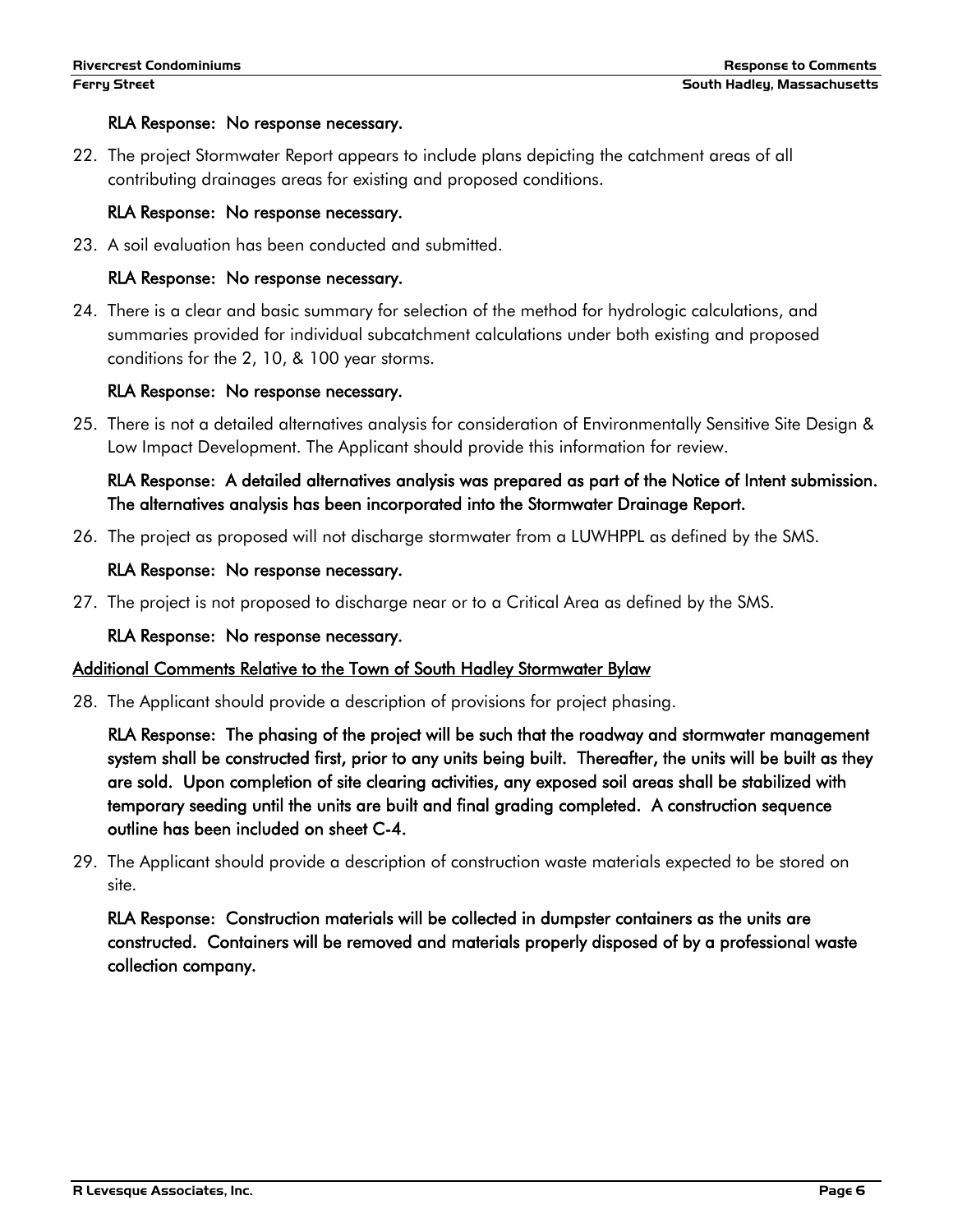**RLA Response: No response necessary.**

22. The project Stormwater Report appears to include plans depicting the catchment areas of all contributing drainages areas for existing and proposed conditions.

    **RLA Response: No response necessary.**

23. A soil evaluation has been conducted and submitted.

    **RLA Response: No response necessary.**

24. There is a clear and basic summary for selection of the method for hydrologic calculations, and summaries provided for individual subcatchment calculations under both existing and proposed conditions for the 2, 10, & 100 year storms.

    **RLA Response: No response necessary.**

25. There is not a detailed alternatives analysis for consideration of Environmentally Sensitive Site Design & Low Impact Development. The Applicant should provide this information for review.

    **RLA Response: A detailed alternatives analysis was prepared as part of the Notice of Intent submission. The alternatives analysis has been incorporated into the Stormwater Drainage Report.**

26. The project as proposed will not discharge stormwater from a LUWHPPL as defined by the SMS.

    **RLA Response: No response necessary.**

27. The project is not proposed to discharge near or to a Critical Area as defined by the SMS.

    **RLA Response: No response necessary.**

<u>**Additional Comments Relative to the Town of South Hadley Stormwater Bylaw**</u>

28. The Applicant should provide a description of provisions for project phasing.

    **RLA Response: The phasing of the project will be such that the roadway and stormwater management system shall be constructed first, prior to any units being built. Thereafter, the units will be built as they are sold. Upon completion of site clearing activities, any exposed soil areas shall be stabilized with temporary seeding until the units are built and final grading completed. A construction sequence outline has been included on sheet C-4.**

29. The Applicant should provide a description of construction waste materials expected to be stored on site.

    **RLA Response: Construction materials will be collected in dumpster containers as the units are constructed. Containers will be removed and materials properly disposed of by a professional waste collection company.**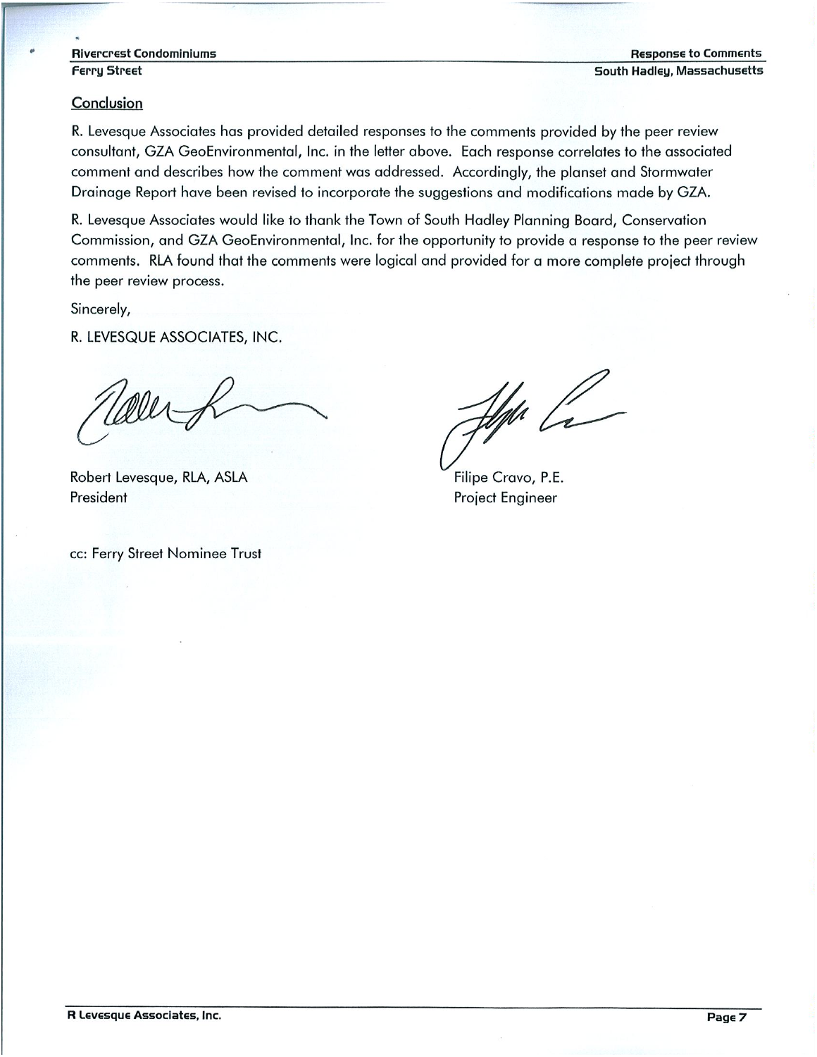## Conclusion

R. Levesque Associates has provided detailed responses to the comments provided by the peer review consultant, GZA GeoEnvironmental, Inc. in the letter above. Each response correlates to the associated comment and describes how the comment was addressed. Accordingly, the planset and Stormwater Drainage Report have been revised to incorporate the suggestions and modifications made by GZA.

R. Levesque Associates would like to thank the Town of South Hadley Planning Board, Conservation Commission, and GZA GeoEnvironmental, Inc. for the opportunity to provide a response to the peer review comments. RLA found that the comments were logical and provided for a more complete project through the peer review process.

Sincerely,

R. LEVESQUE ASSOCIATES, INC.

Robert Levesque, RLA, ASLA
President

Filipe Cravo, P.E.
Project Engineer

cc: Ferry Street Nominee Trust